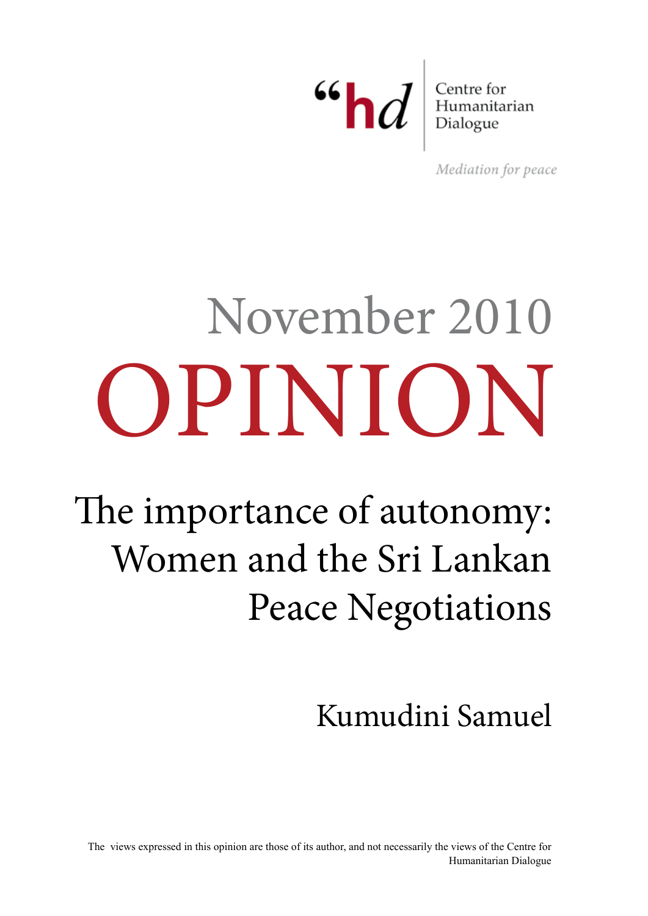Centre for Humanitarian Dialogue

*Mediation for peace*

November 2010

# OPINION

## The importance of autonomy: Women and the Sri Lankan Peace Negotiations

Kumudini Samuel

The views expressed in this opinion are those of its author, and not necessarily the views of the Centre for Humanitarian Dialogue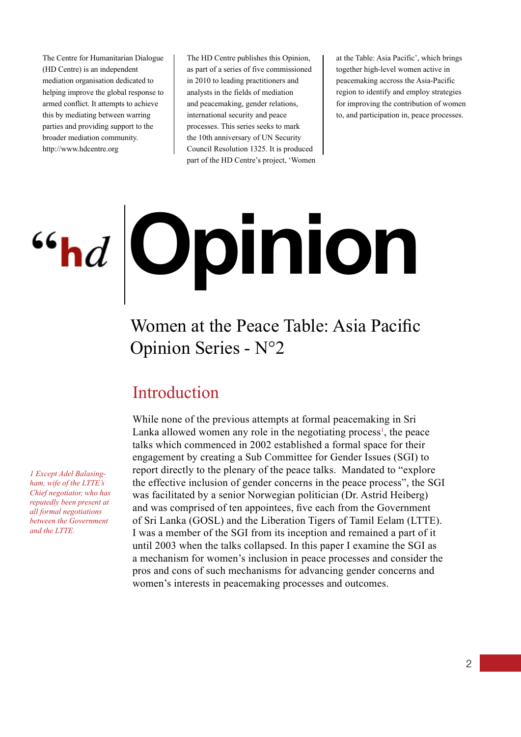The Centre for Humanitarian Dialogue (HD Centre) is an independent mediation organisation dedicated to helping improve the global response to armed conflict. It attempts to achieve this by mediating between warring parties and providing support to the broader mediation community. http://www.hdcentre.org

The HD Centre publishes this Opinion, as part of a series of five commissioned in 2010 to leading practitioners and analysts in the fields of mediation and peacemaking, gender relations, international security and peace processes. This series seeks to mark the 10th anniversary of UN Security Council Resolution 1325. It is produced part of the HD Centre's project, 'Women at the Table: Asia Pacific', which brings together high-level women active in peacemaking accross the Asia-Pacific region to identify and employ strategies for improving the contribution of women to, and participation in, peace processes.

“hd **Opinion**

# Women at the Peace Table: Asia Pacific Opinion Series - N°2

## Introduction

While none of the previous attempts at formal peacemaking in Sri Lanka allowed women any role in the negotiating process[1], the peace talks which commenced in 2002 established a formal space for their engagement by creating a Sub Committee for Gender Issues (SGI) to report directly to the plenary of the peace talks. Mandated to “explore the effective inclusion of gender concerns in the peace process”, the SGI was facilitated by a senior Norwegian politician (Dr. Astrid Heiberg) and was comprised of ten appointees, five each from the Government of Sri Lanka (GOSL) and the Liberation Tigers of Tamil Eelam (LTTE). I was a member of the SGI from its inception and remained a part of it until 2003 when the talks collapsed. In this paper I examine the SGI as a mechanism for women's inclusion in peace processes and consider the pros and cons of such mechanisms for advancing gender concerns and women's interests in peacemaking processes and outcomes.

*1 Except Adel Balasingham, wife of the LTTE's Chief negotiator, who has reputedly been present at all formal negotiations between the Government and the LTTE.*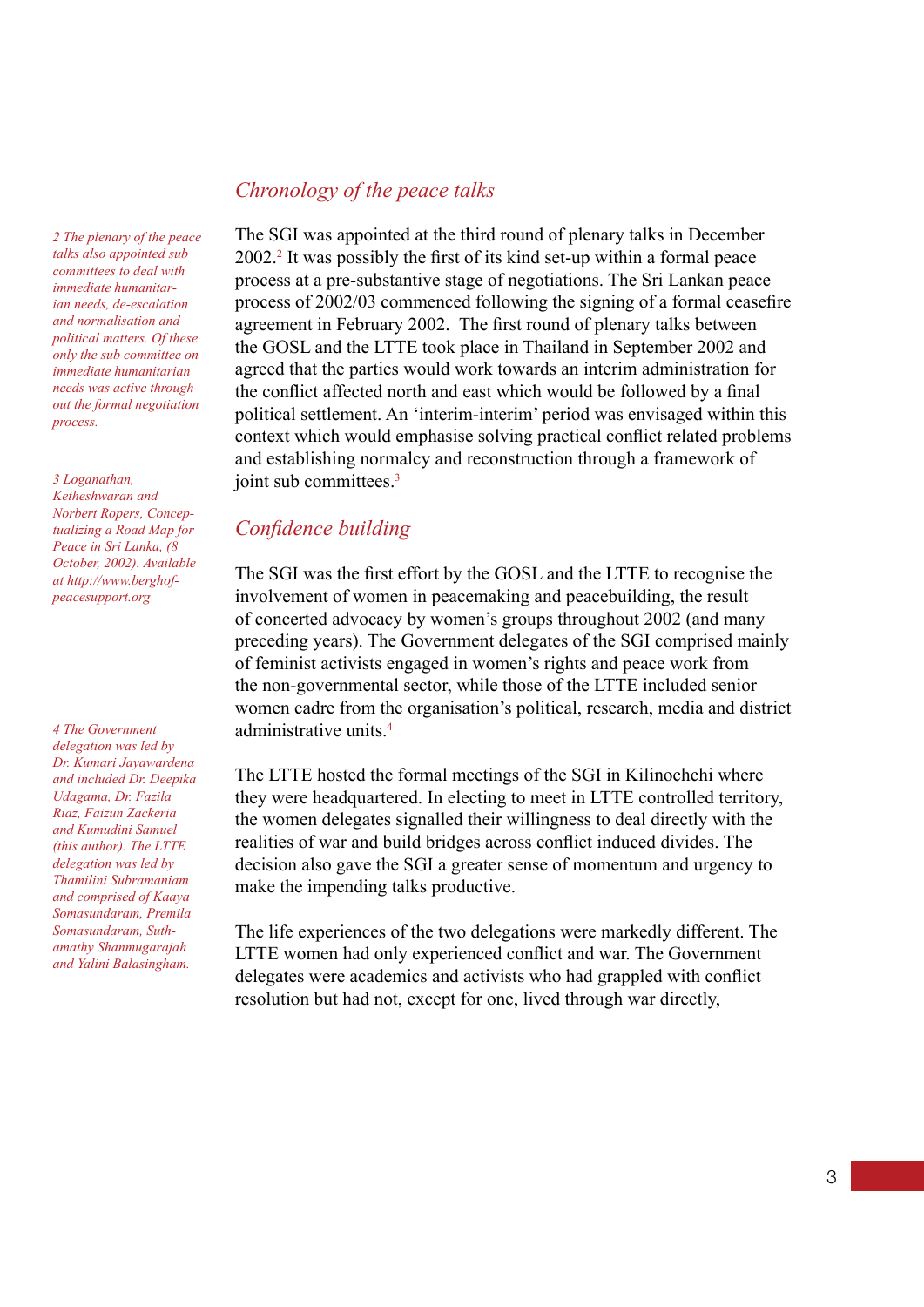## *Chronology of the peace talks*

The SGI was appointed at the third round of plenary talks in December 2002.[2] It was possibly the first of its kind set-up within a formal peace process at a pre-substantive stage of negotiations. The Sri Lankan peace process of 2002/03 commenced following the signing of a formal ceasefire agreement in February 2002. The first round of plenary talks between the GOSL and the LTTE took place in Thailand in September 2002 and agreed that the parties would work towards an interim administration for the conflict affected north and east which would be followed by a final political settlement. An 'interim-interim' period was envisaged within this context which would emphasise solving practical conflict related problems and establishing normalcy and reconstruction through a framework of joint sub committees.[3]

## *Confidence building*

The SGI was the first effort by the GOSL and the LTTE to recognise the involvement of women in peacemaking and peacebuilding, the result of concerted advocacy by women's groups throughout 2002 (and many preceding years). The Government delegates of the SGI comprised mainly of feminist activists engaged in women's rights and peace work from the non-governmental sector, while those of the LTTE included senior women cadre from the organisation's political, research, media and district administrative units.[4]

The LTTE hosted the formal meetings of the SGI in Kilinochchi where they were headquartered. In electing to meet in LTTE controlled territory, the women delegates signalled their willingness to deal directly with the realities of war and build bridges across conflict induced divides. The decision also gave the SGI a greater sense of momentum and urgency to make the impending talks productive.

The life experiences of the two delegations were markedly different. The LTTE women had only experienced conflict and war. The Government delegates were academics and activists who had grappled with conflict resolution but had not, except for one, lived through war directly,

*2 The plenary of the peace talks also appointed sub committees to deal with immediate humanitarian needs, de-escalation and normalisation and political matters. Of these only the sub committee on immediate humanitarian needs was active throughout the formal negotiation process.*

*3 Loganathan, Ketheshwaran and Norbert Ropers, Conceptualizing a Road Map for Peace in Sri Lanka, (8 October, 2002). Available at http://www.berghof-peacesupport.org*

*4 The Government delegation was led by Dr. Kumari Jayawardena and included Dr. Deepika Udagama, Dr. Fazila Riaz, Faizun Zackeria and Kumudini Samuel (this author). The LTTE delegation was led by Thamilini Subramaniam and comprised of Kaaya Somasundaram, Premila Somasundaram, Suthamathy Shanmugarajah and Yalini Balasingham.*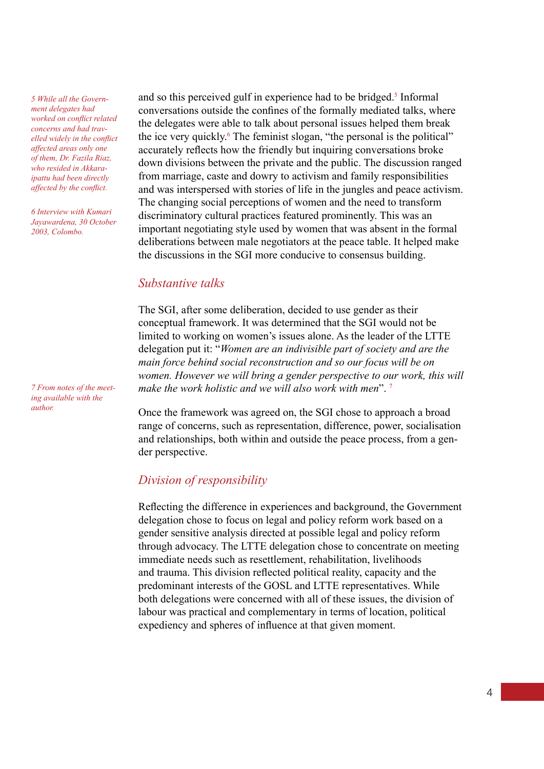and so this perceived gulf in experience had to be bridged.[5] Informal conversations outside the confines of the formally mediated talks, where the delegates were able to talk about personal issues helped them break the ice very quickly.[6] The feminist slogan, "the personal is the political" accurately reflects how the friendly but inquiring conversations broke down divisions between the private and the public. The discussion ranged from marriage, caste and dowry to activism and family responsibilities and was interspersed with stories of life in the jungles and peace activism. The changing social perceptions of women and the need to transform discriminatory cultural practices featured prominently. This was an important negotiating style used by women that was absent in the formal deliberations between male negotiators at the peace table. It helped make the discussions in the SGI more conducive to consensus building.

## *Substantive talks*

The SGI, after some deliberation, decided to use gender as their conceptual framework. It was determined that the SGI would not be limited to working on women's issues alone. As the leader of the LTTE delegation put it: "*Women are an indivisible part of society and are the main force behind social reconstruction and so our focus will be on women. However we will bring a gender perspective to our work, this will make the work holistic and we will also work with men*". [7]

Once the framework was agreed on, the SGI chose to approach a broad range of concerns, such as representation, difference, power, socialisation and relationships, both within and outside the peace process, from a gender perspective.

## *Division of responsibility*

Reflecting the difference in experiences and background, the Government delegation chose to focus on legal and policy reform work based on a gender sensitive analysis directed at possible legal and policy reform through advocacy. The LTTE delegation chose to concentrate on meeting immediate needs such as resettlement, rehabilitation, livelihoods and trauma. This division reflected political reality, capacity and the predominant interests of the GOSL and LTTE representatives. While both delegations were concerned with all of these issues, the division of labour was practical and complementary in terms of location, political expediency and spheres of influence at that given moment.

---

*5 While all the Government delegates had worked on conflict related concerns and had travelled widely in the conflict affected areas only one of them, Dr. Fazila Riaz, who resided in Akkaraipattu had been directly affected by the conflict.*

*6 Interview with Kumari Jayawardena, 30 October 2003, Colombo.*

*7 From notes of the meeting available with the author.*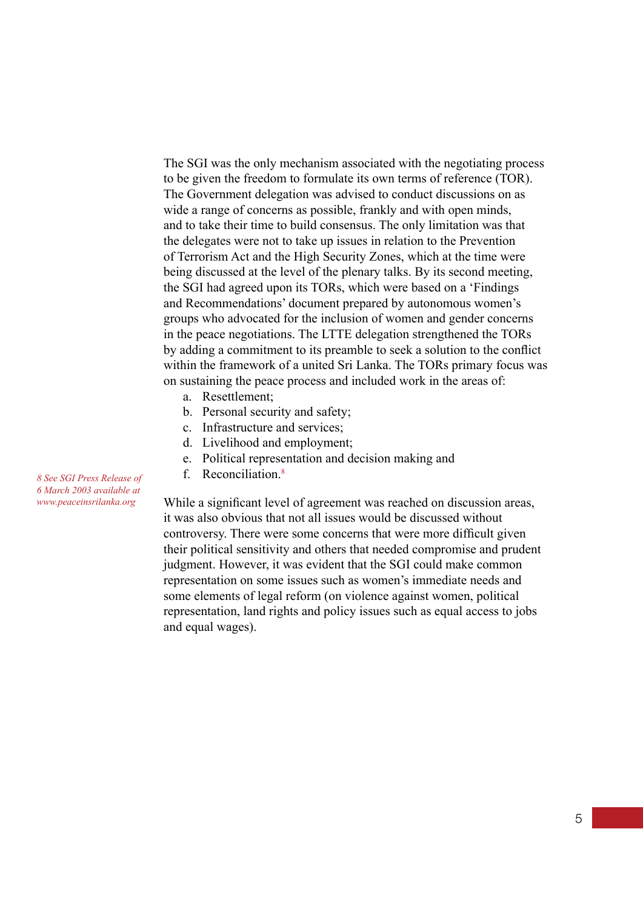The SGI was the only mechanism associated with the negotiating process to be given the freedom to formulate its own terms of reference (TOR). The Government delegation was advised to conduct discussions on as wide a range of concerns as possible, frankly and with open minds, and to take their time to build consensus. The only limitation was that the delegates were not to take up issues in relation to the Prevention of Terrorism Act and the High Security Zones, which at the time were being discussed at the level of the plenary talks. By its second meeting, the SGI had agreed upon its TORs, which were based on a 'Findings and Recommendations' document prepared by autonomous women's groups who advocated for the inclusion of women and gender concerns in the peace negotiations. The LTTE delegation strengthened the TORs by adding a commitment to its preamble to seek a solution to the conflict within the framework of a united Sri Lanka. The TORs primary focus was on sustaining the peace process and included work in the areas of:

a. Resettlement;
b. Personal security and safety;
c. Infrastructure and services;
d. Livelihood and employment;
e. Political representation and decision making and
f. Reconciliation.[8]

*8 See SGI Press Release of 6 March 2003 available at www.peaceinsrilanka.org*

While a significant level of agreement was reached on discussion areas, it was also obvious that not all issues would be discussed without controversy. There were some concerns that were more difficult given their political sensitivity and others that needed compromise and prudent judgment. However, it was evident that the SGI could make common representation on some issues such as women's immediate needs and some elements of legal reform (on violence against women, political representation, land rights and policy issues such as equal access to jobs and equal wages).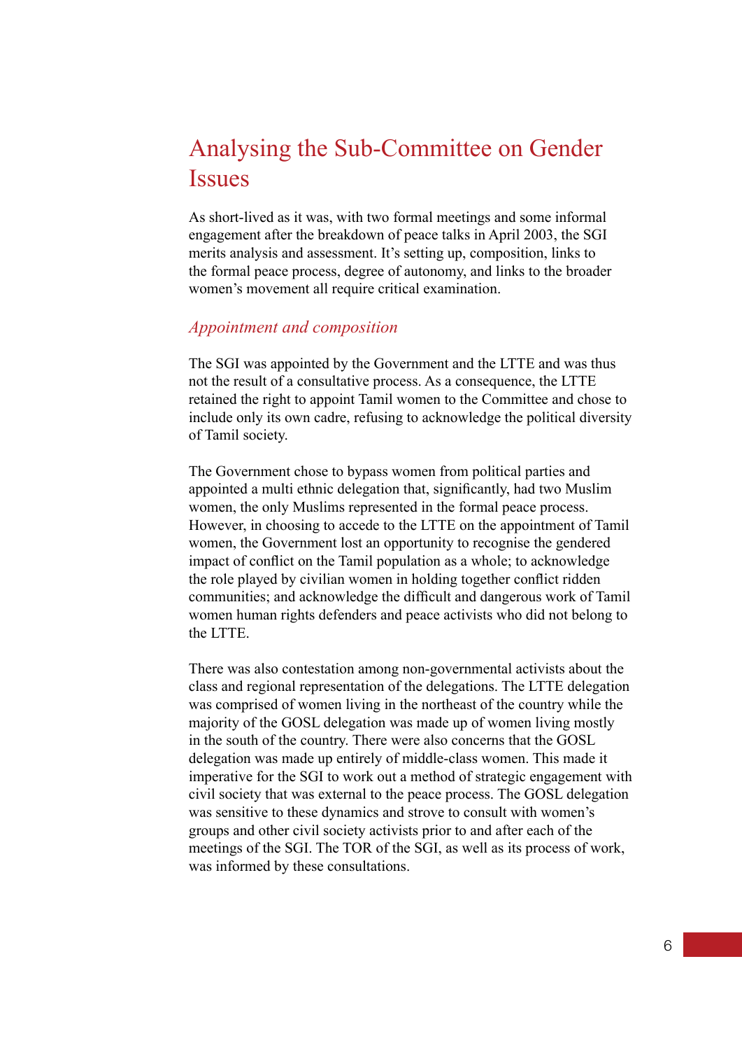# Analysing the Sub-Committee on Gender Issues

As short-lived as it was, with two formal meetings and some informal engagement after the breakdown of peace talks in April 2003, the SGI merits analysis and assessment. It's setting up, composition, links to the formal peace process, degree of autonomy, and links to the broader women's movement all require critical examination.

## *Appointment and composition*

The SGI was appointed by the Government and the LTTE and was thus not the result of a consultative process. As a consequence, the LTTE retained the right to appoint Tamil women to the Committee and chose to include only its own cadre, refusing to acknowledge the political diversity of Tamil society.

The Government chose to bypass women from political parties and appointed a multi ethnic delegation that, significantly, had two Muslim women, the only Muslims represented in the formal peace process. However, in choosing to accede to the LTTE on the appointment of Tamil women, the Government lost an opportunity to recognise the gendered impact of conflict on the Tamil population as a whole; to acknowledge the role played by civilian women in holding together conflict ridden communities; and acknowledge the difficult and dangerous work of Tamil women human rights defenders and peace activists who did not belong to the LTTE.

There was also contestation among non-governmental activists about the class and regional representation of the delegations. The LTTE delegation was comprised of women living in the northeast of the country while the majority of the GOSL delegation was made up of women living mostly in the south of the country. There were also concerns that the GOSL delegation was made up entirely of middle-class women. This made it imperative for the SGI to work out a method of strategic engagement with civil society that was external to the peace process. The GOSL delegation was sensitive to these dynamics and strove to consult with women's groups and other civil society activists prior to and after each of the meetings of the SGI. The TOR of the SGI, as well as its process of work, was informed by these consultations.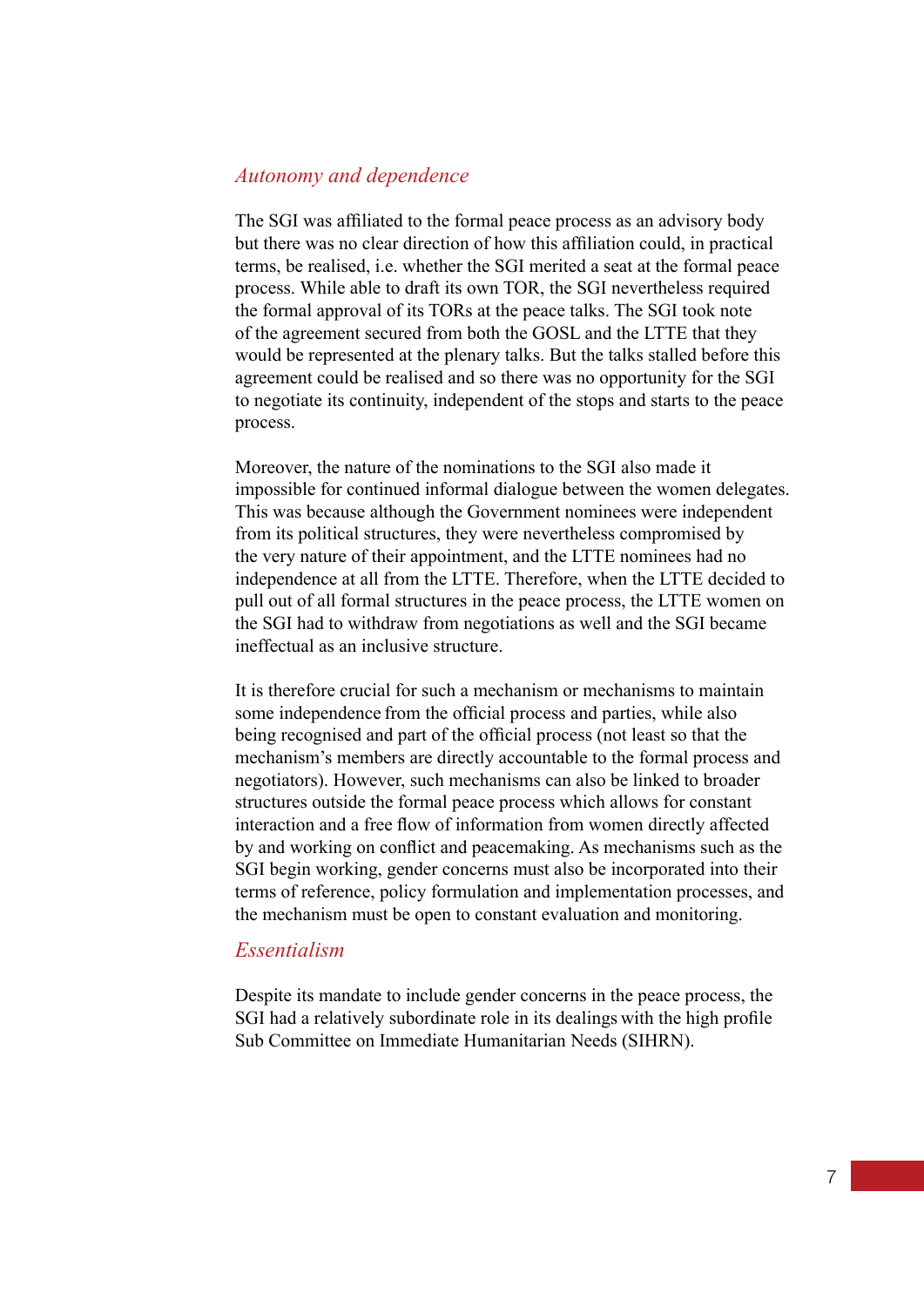### *Autonomy and dependence*

The SGI was affiliated to the formal peace process as an advisory body but there was no clear direction of how this affiliation could, in practical terms, be realised, i.e. whether the SGI merited a seat at the formal peace process. While able to draft its own TOR, the SGI nevertheless required the formal approval of its TORs at the peace talks. The SGI took note of the agreement secured from both the GOSL and the LTTE that they would be represented at the plenary talks. But the talks stalled before this agreement could be realised and so there was no opportunity for the SGI to negotiate its continuity, independent of the stops and starts to the peace process.

Moreover, the nature of the nominations to the SGI also made it impossible for continued informal dialogue between the women delegates. This was because although the Government nominees were independent from its political structures, they were nevertheless compromised by the very nature of their appointment, and the LTTE nominees had no independence at all from the LTTE. Therefore, when the LTTE decided to pull out of all formal structures in the peace process, the LTTE women on the SGI had to withdraw from negotiations as well and the SGI became ineffectual as an inclusive structure.

It is therefore crucial for such a mechanism or mechanisms to maintain some independence from the official process and parties, while also being recognised and part of the official process (not least so that the mechanism's members are directly accountable to the formal process and negotiators). However, such mechanisms can also be linked to broader structures outside the formal peace process which allows for constant interaction and a free flow of information from women directly affected by and working on conflict and peacemaking. As mechanisms such as the SGI begin working, gender concerns must also be incorporated into their terms of reference, policy formulation and implementation processes, and the mechanism must be open to constant evaluation and monitoring.

### *Essentialism*

Despite its mandate to include gender concerns in the peace process, the SGI had a relatively subordinate role in its dealings with the high profile Sub Committee on Immediate Humanitarian Needs (SIHRN).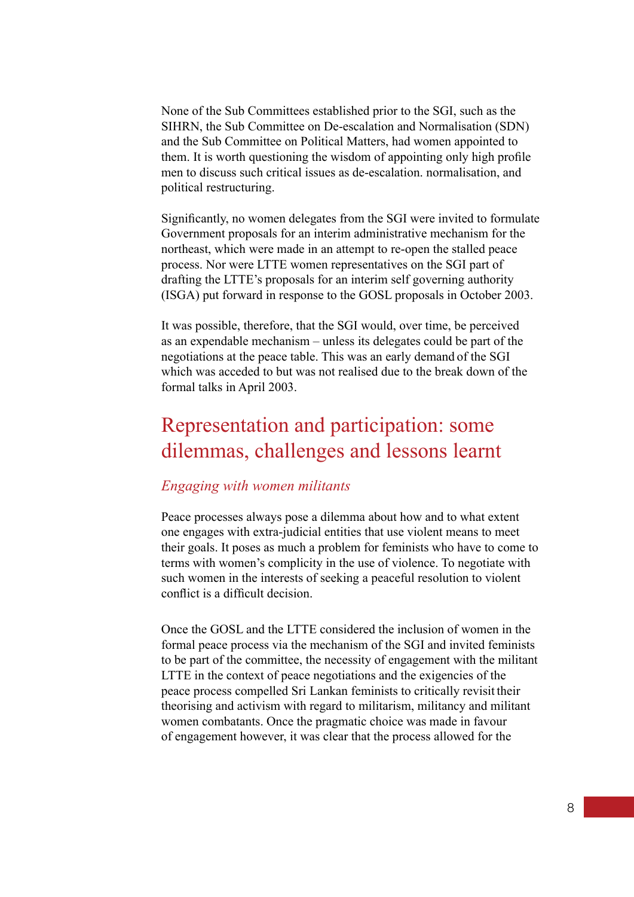None of the Sub Committees established prior to the SGI, such as the SIHRN, the Sub Committee on De-escalation and Normalisation (SDN) and the Sub Committee on Political Matters, had women appointed to them. It is worth questioning the wisdom of appointing only high profile men to discuss such critical issues as de-escalation. normalisation, and political restructuring.

Significantly, no women delegates from the SGI were invited to formulate Government proposals for an interim administrative mechanism for the northeast, which were made in an attempt to re-open the stalled peace process. Nor were LTTE women representatives on the SGI part of drafting the LTTE's proposals for an interim self governing authority (ISGA) put forward in response to the GOSL proposals in October 2003.

It was possible, therefore, that the SGI would, over time, be perceived as an expendable mechanism – unless its delegates could be part of the negotiations at the peace table. This was an early demand of the SGI which was acceded to but was not realised due to the break down of the formal talks in April 2003.

## Representation and participation: some dilemmas, challenges and lessons learnt

### *Engaging with women militants*

Peace processes always pose a dilemma about how and to what extent one engages with extra-judicial entities that use violent means to meet their goals. It poses as much a problem for feminists who have to come to terms with women's complicity in the use of violence. To negotiate with such women in the interests of seeking a peaceful resolution to violent conflict is a difficult decision.

Once the GOSL and the LTTE considered the inclusion of women in the formal peace process via the mechanism of the SGI and invited feminists to be part of the committee, the necessity of engagement with the militant LTTE in the context of peace negotiations and the exigencies of the peace process compelled Sri Lankan feminists to critically revisit their theorising and activism with regard to militarism, militancy and militant women combatants. Once the pragmatic choice was made in favour of engagement however, it was clear that the process allowed for the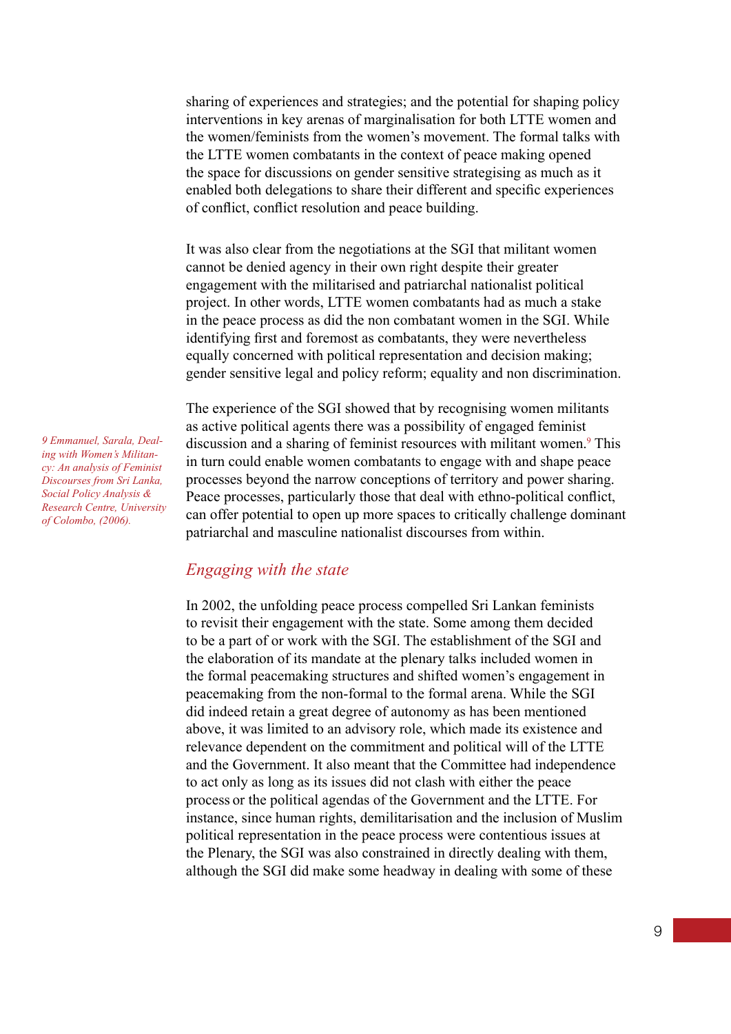sharing of experiences and strategies; and the potential for shaping policy interventions in key arenas of marginalisation for both LTTE women and the women/feminists from the women's movement. The formal talks with the LTTE women combatants in the context of peace making opened the space for discussions on gender sensitive strategising as much as it enabled both delegations to share their different and specific experiences of conflict, conflict resolution and peace building.

It was also clear from the negotiations at the SGI that militant women cannot be denied agency in their own right despite their greater engagement with the militarised and patriarchal nationalist political project. In other words, LTTE women combatants had as much a stake in the peace process as did the non combatant women in the SGI. While identifying first and foremost as combatants, they were nevertheless equally concerned with political representation and decision making; gender sensitive legal and policy reform; equality and non discrimination.

The experience of the SGI showed that by recognising women militants as active political agents there was a possibility of engaged feminist discussion and a sharing of feminist resources with militant women.[9] This in turn could enable women combatants to engage with and shape peace processes beyond the narrow conceptions of territory and power sharing. Peace processes, particularly those that deal with ethno-political conflict, can offer potential to open up more spaces to critically challenge dominant patriarchal and masculine nationalist discourses from within.

*9 Emmanuel, Sarala, Dealing with Women's Militancy: An analysis of Feminist Discourses from Sri Lanka, Social Policy Analysis & Research Centre, University of Colombo, (2006).*

## *Engaging with the state*

In 2002, the unfolding peace process compelled Sri Lankan feminists to revisit their engagement with the state. Some among them decided to be a part of or work with the SGI. The establishment of the SGI and the elaboration of its mandate at the plenary talks included women in the formal peacemaking structures and shifted women's engagement in peacemaking from the non-formal to the formal arena. While the SGI did indeed retain a great degree of autonomy as has been mentioned above, it was limited to an advisory role, which made its existence and relevance dependent on the commitment and political will of the LTTE and the Government. It also meant that the Committee had independence to act only as long as its issues did not clash with either the peace process or the political agendas of the Government and the LTTE. For instance, since human rights, demilitarisation and the inclusion of Muslim political representation in the peace process were contentious issues at the Plenary, the SGI was also constrained in directly dealing with them, although the SGI did make some headway in dealing with some of these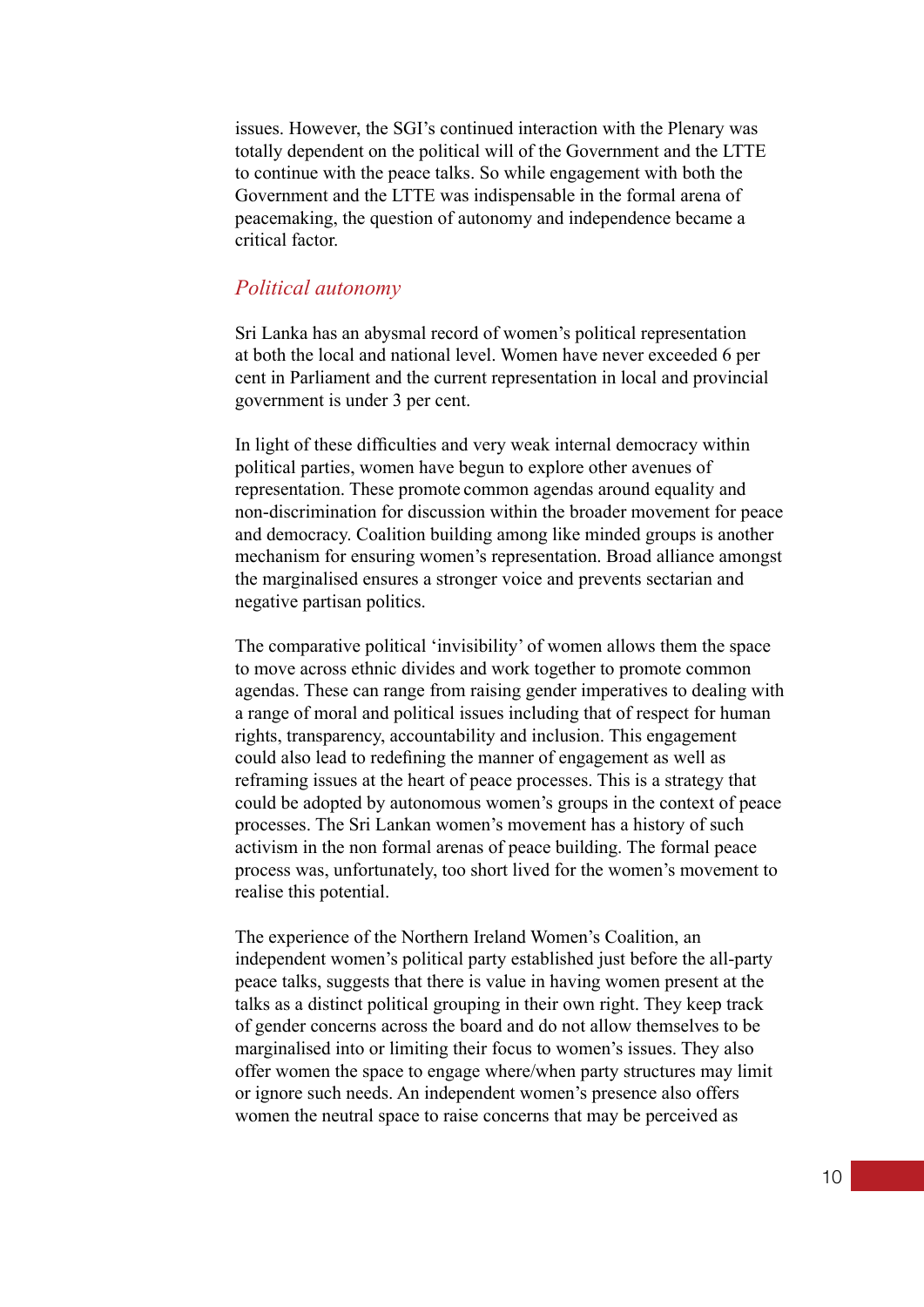issues. However, the SGI's continued interaction with the Plenary was totally dependent on the political will of the Government and the LTTE to continue with the peace talks. So while engagement with both the Government and the LTTE was indispensable in the formal arena of peacemaking, the question of autonomy and independence became a critical factor.

## *Political autonomy*

Sri Lanka has an abysmal record of women's political representation at both the local and national level. Women have never exceeded 6 per cent in Parliament and the current representation in local and provincial government is under 3 per cent.

In light of these difficulties and very weak internal democracy within political parties, women have begun to explore other avenues of representation. These promote common agendas around equality and non-discrimination for discussion within the broader movement for peace and democracy. Coalition building among like minded groups is another mechanism for ensuring women's representation. Broad alliance amongst the marginalised ensures a stronger voice and prevents sectarian and negative partisan politics.

The comparative political 'invisibility' of women allows them the space to move across ethnic divides and work together to promote common agendas. These can range from raising gender imperatives to dealing with a range of moral and political issues including that of respect for human rights, transparency, accountability and inclusion. This engagement could also lead to redefining the manner of engagement as well as reframing issues at the heart of peace processes. This is a strategy that could be adopted by autonomous women's groups in the context of peace processes. The Sri Lankan women's movement has a history of such activism in the non formal arenas of peace building. The formal peace process was, unfortunately, too short lived for the women's movement to realise this potential.

The experience of the Northern Ireland Women's Coalition, an independent women's political party established just before the all-party peace talks, suggests that there is value in having women present at the talks as a distinct political grouping in their own right. They keep track of gender concerns across the board and do not allow themselves to be marginalised into or limiting their focus to women's issues. They also offer women the space to engage where/when party structures may limit or ignore such needs. An independent women's presence also offers women the neutral space to raise concerns that may be perceived as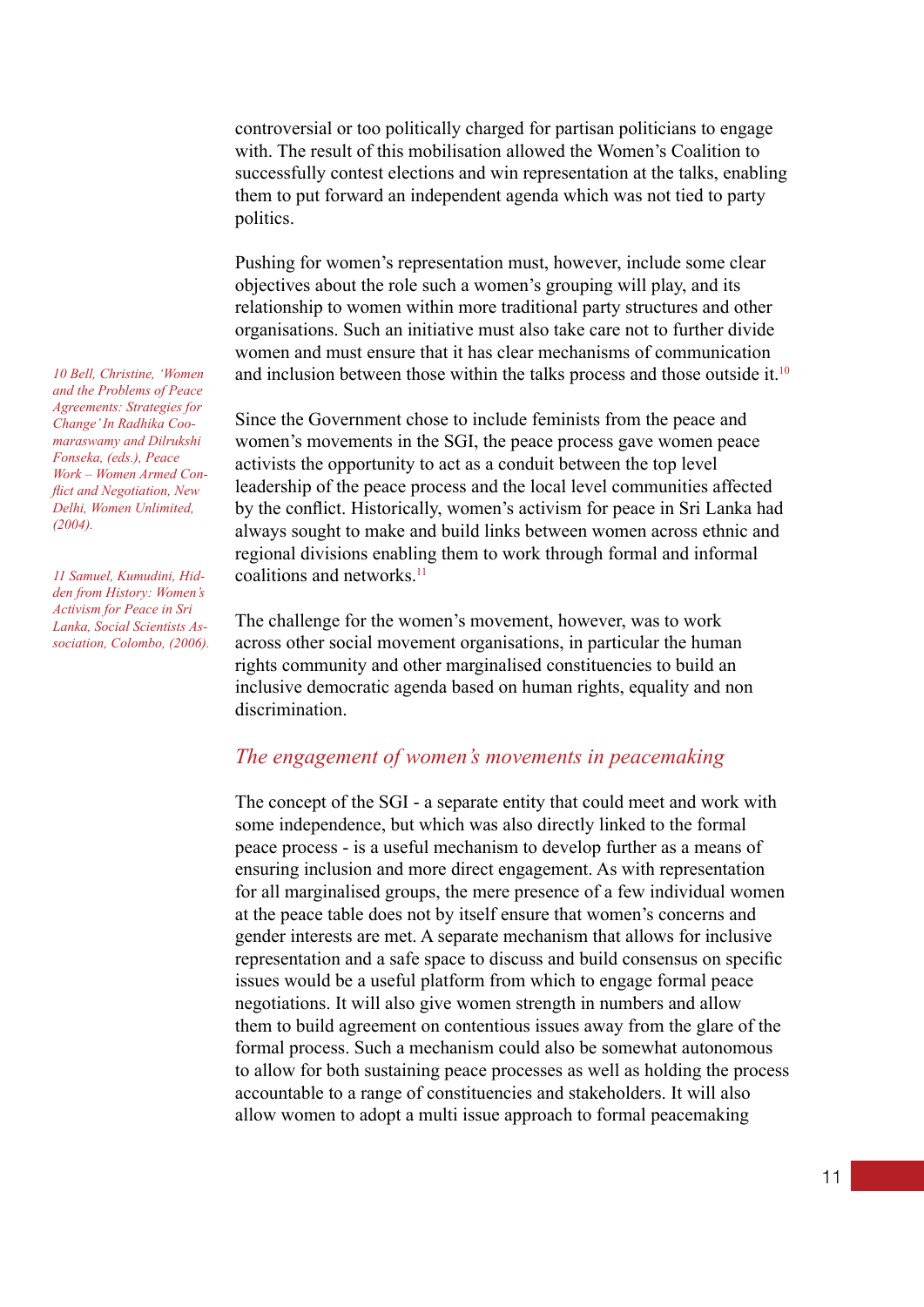controversial or too politically charged for partisan politicians to engage with. The result of this mobilisation allowed the Women's Coalition to successfully contest elections and win representation at the talks, enabling them to put forward an independent agenda which was not tied to party politics.

Pushing for women's representation must, however, include some clear objectives about the role such a women's grouping will play, and its relationship to women within more traditional party structures and other organisations. Such an initiative must also take care not to further divide women and must ensure that it has clear mechanisms of communication and inclusion between those within the talks process and those outside it.[10]

Since the Government chose to include feminists from the peace and women's movements in the SGI, the peace process gave women peace activists the opportunity to act as a conduit between the top level leadership of the peace process and the local level communities affected by the conflict. Historically, women's activism for peace in Sri Lanka had always sought to make and build links between women across ethnic and regional divisions enabling them to work through formal and informal coalitions and networks.[11]

The challenge for the women's movement, however, was to work across other social movement organisations, in particular the human rights community and other marginalised constituencies to build an inclusive democratic agenda based on human rights, equality and non discrimination.

## *The engagement of women's movements in peacemaking*

The concept of the SGI - a separate entity that could meet and work with some independence, but which was also directly linked to the formal peace process - is a useful mechanism to develop further as a means of ensuring inclusion and more direct engagement. As with representation for all marginalised groups, the mere presence of a few individual women at the peace table does not by itself ensure that women's concerns and gender interests are met. A separate mechanism that allows for inclusive representation and a safe space to discuss and build consensus on specific issues would be a useful platform from which to engage formal peace negotiations. It will also give women strength in numbers and allow them to build agreement on contentious issues away from the glare of the formal process. Such a mechanism could also be somewhat autonomous to allow for both sustaining peace processes as well as holding the process accountable to a range of constituencies and stakeholders. It will also allow women to adopt a multi issue approach to formal peacemaking

---

*10 Bell, Christine, 'Women and the Problems of Peace Agreements: Strategies for Change' In Radhika Coomaraswamy and Dilrukshi Fonseka, (eds.), Peace Work – Women Armed Conflict and Negotiation, New Delhi, Women Unlimited, (2004).*

*11 Samuel, Kumudini, Hidden from History: Women's Activism for Peace in Sri Lanka, Social Scientists Association, Colombo, (2006).*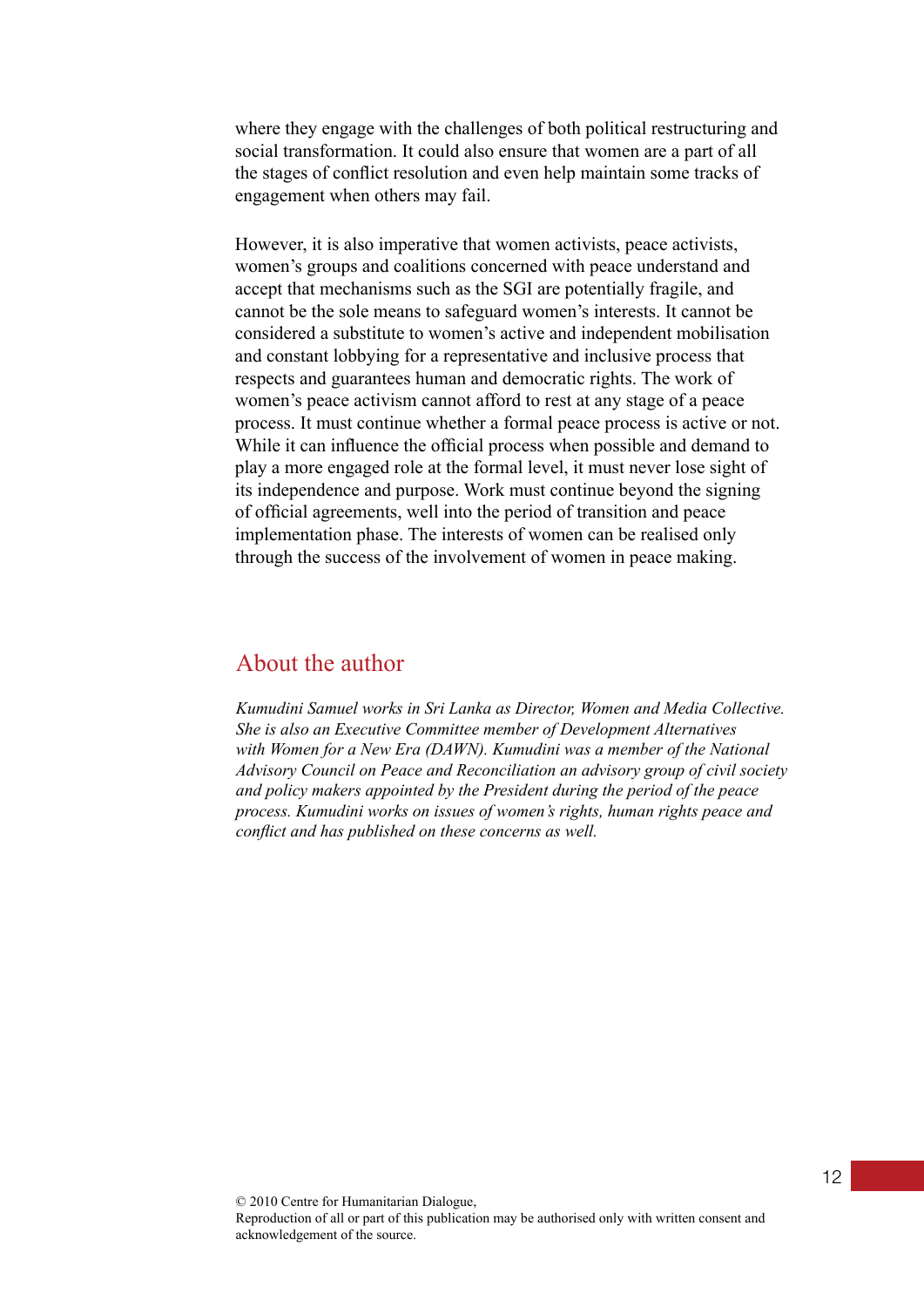where they engage with the challenges of both political restructuring and social transformation. It could also ensure that women are a part of all the stages of conflict resolution and even help maintain some tracks of engagement when others may fail.

However, it is also imperative that women activists, peace activists, women's groups and coalitions concerned with peace understand and accept that mechanisms such as the SGI are potentially fragile, and cannot be the sole means to safeguard women's interests. It cannot be considered a substitute to women's active and independent mobilisation and constant lobbying for a representative and inclusive process that respects and guarantees human and democratic rights. The work of women's peace activism cannot afford to rest at any stage of a peace process. It must continue whether a formal peace process is active or not. While it can influence the official process when possible and demand to play a more engaged role at the formal level, it must never lose sight of its independence and purpose. Work must continue beyond the signing of official agreements, well into the period of transition and peace implementation phase. The interests of women can be realised only through the success of the involvement of women in peace making.

## About the author

*Kumudini Samuel works in Sri Lanka as Director, Women and Media Collective. She is also an Executive Committee member of Development Alternatives with Women for a New Era (DAWN). Kumudini was a member of the National Advisory Council on Peace and Reconciliation an advisory group of civil society and policy makers appointed by the President during the period of the peace process. Kumudini works on issues of women's rights, human rights peace and conflict and has published on these concerns as well.*

© 2010 Centre for Humanitarian Dialogue,
Reproduction of all or part of this publication may be authorised only with written consent and acknowledgement of the source.